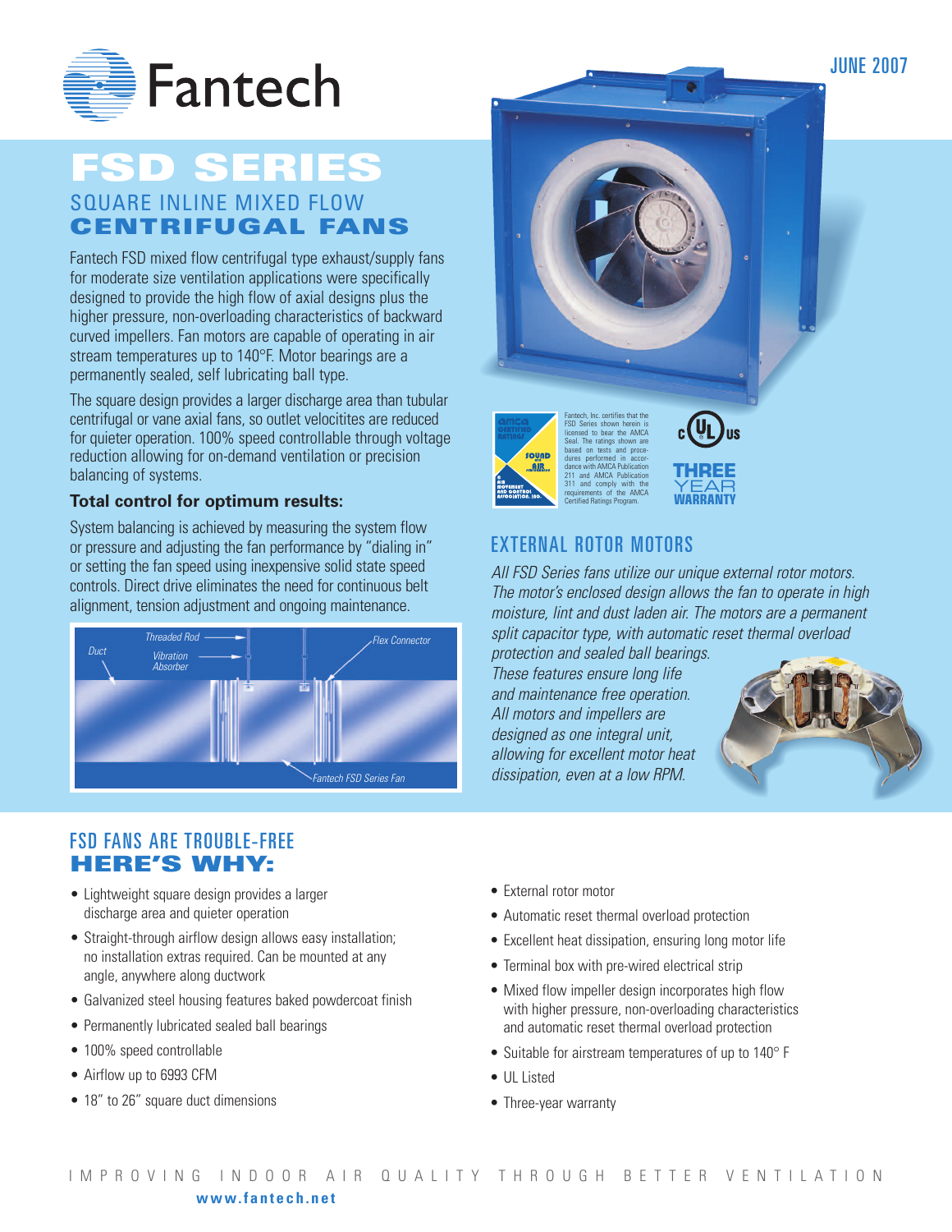Fantech

JUNE 2007

# FSD SERIES

## SQUARE INLINE MIXED FLOW CENTRIFUGAL FANS

Fantech FSD mixed flow centrifugal type exhaust/supply fans for moderate size ventilation applications were specifically designed to provide the high flow of axial designs plus the higher pressure, non-overloading characteristics of backward curved impellers. Fan motors are capable of operating in air stream temperatures up to 140°F. Motor bearings are a permanently sealed, self lubricating ball type.

The square design provides a larger discharge area than tubular centrifugal or vane axial fans, so outlet velocitites are reduced for quieter operation. 100% speed controllable through voltage reduction allowing for on-demand ventilation or precision balancing of systems.

### Total control for optimum results:

System balancing is achieved by measuring the system flow or pressure and adjusting the fan performance by "dialing in" or setting the fan speed using inexpensive solid state speed controls. Direct drive eliminates the need for continuous belt alignment, tension adjustment and ongoing maintenance.

Duct, Threaded Rod, Vibration Absorber, Flex Connector, Fantech FSD Series Fan

Fantech, Inc. certifies that the FSD Series shown herein is licensed to bear the AMCA Seal. The ratings shown are based on tests and procedures performed in accordance with AMCA Publication 211 and AMCA Publication 311 and comply with the requirements of the AMCA Certified Ratings Program.

THREE YEAR WARRANTY

## EXTERNAL ROTOR MOTORS

*All FSD Series fans utilize our unique external rotor motors. The motor's enclosed design allows the fan to operate in high moisture, lint and dust laden air. The motors are a permanent split capacitor type, with automatic reset thermal overload protection and sealed ball bearings. These features ensure long life and maintenance free operation. All motors and impellers are designed as one integral unit, allowing for excellent motor heat dissipation, even at a low RPM.*

## FSD FANS ARE TROUBLE-FREE HERE'S WHY:

- Lightweight square design provides a larger discharge area and quieter operation
- Straight-through airflow design allows easy installation; no installation extras required. Can be mounted at any angle, anywhere along ductwork
- Galvanized steel housing features baked powdercoat finish
- Permanently lubricated sealed ball bearings
- 100% speed controllable
- Airflow up to 6993 CFM
- 18" to 26" square duct dimensions
- External rotor motor
- Automatic reset thermal overload protection
- Excellent heat dissipation, ensuring long motor life
- Terminal box with pre-wired electrical strip
- Mixed flow impeller design incorporates high flow with higher pressure, non-overloading characteristics and automatic reset thermal overload protection
- Suitable for airstream temperatures of up to 140° F
- UL Listed
- Three-year warranty

IMPROVING INDOOR AIR QUALITY THROUGH BETTER VENTILATION

**www.fantech.net**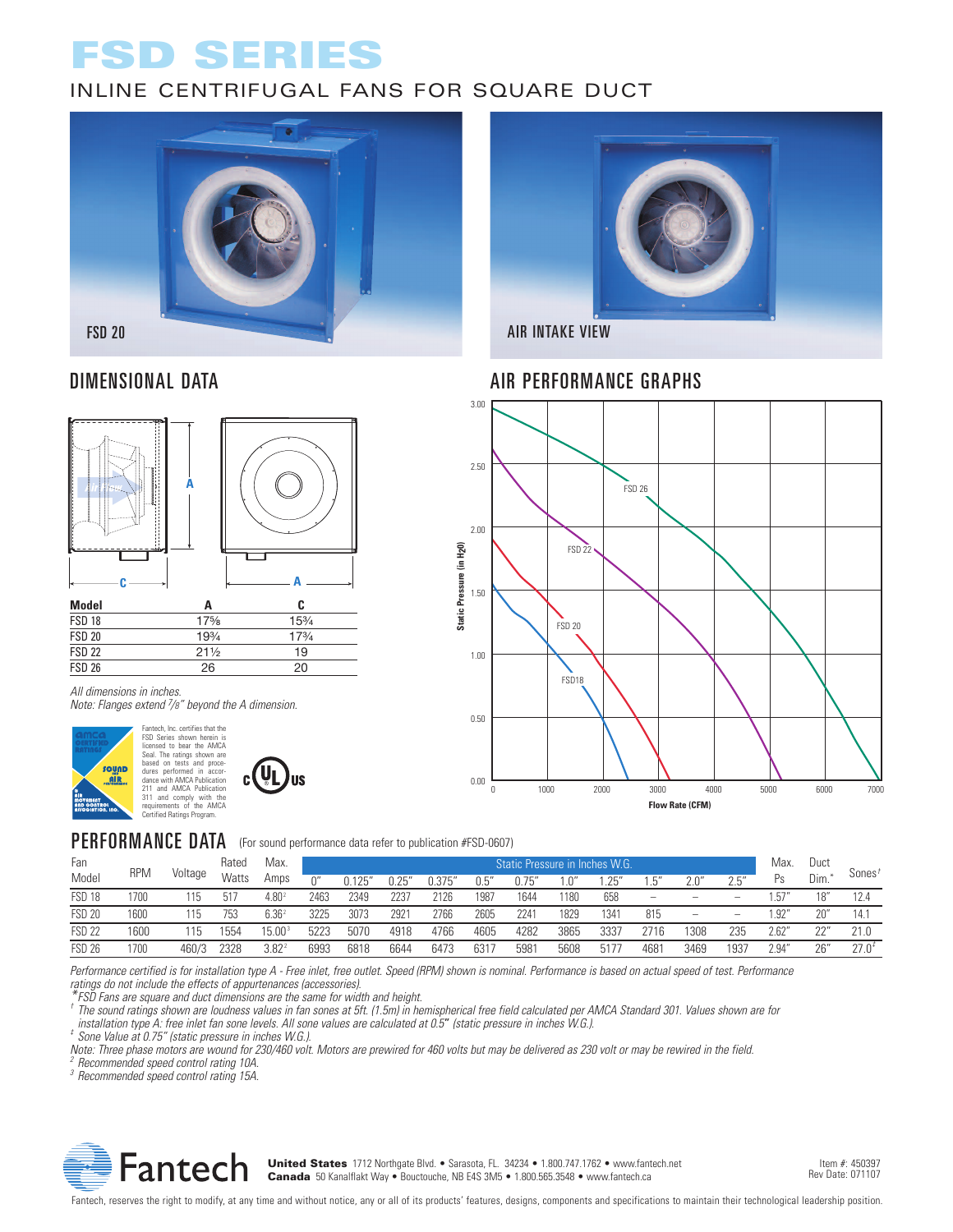# FSD SERIES

## INLINE CENTRIFUGAL FANS FOR SQUARE DUCT

FSD 20

AIR INTAKE VIEW

## DIMENSIONAL DATA

A

C

A

| Model | A | C |
|---|---|---|
| FSD 18 | 17⅝ | 15¾ |
| FSD 20 | 19¾ | 17¾ |
| FSD 22 | 21½ | 19 |
| FSD 26 | 26 | 20 |

*All dimensions in inches.*
*Note: Flanges extend 7/8" beyond the A dimension.*

Fantech, Inc. certifies that the FSD Series shown herein is licensed to bear the AMCA Seal. The ratings shown are based on tests and procedures performed in accordance with AMCA Publication 211 and AMCA Publication 311 and comply with the requirements of the AMCA Certified Ratings Program.

## AIR PERFORMANCE GRAPHS

Static Pressure (in H20)

3.00
2.50
2.00
1.50
1.00
0.50
0.00

0
1000
2000
3000
4000
5000
6000
7000

Flow Rate (CFM)

FSD 26
FSD 22
FSD 20
FSD18

## PERFORMANCE DATA

(For sound performance data refer to publication #FSD-0607)

| Fan Model | RPM | Voltage | Rated Watts | Max. Amps | Static Pressure in Inches W.G. | | | | | | | | | | | | Max. Ps | Duct Dim.* | Sones† |
|---|---|---|---|---|---|---|---|---|---|---|---|---|---|---|---|---|---|---|---|
| | | | | | 0" | 0.125" | 0.25" | 0.375" | 0.5" | 0.75" | 1.0" | 1.25" | 1.5" | 2.0" | 2.5" | | | | |
| FSD 18 | 1700 | 115 | 517 | 4.80[2] | 2463 | 2349 | 2237 | 2126 | 1987 | 1644 | 1180 | 658 | – | – | – | | 1.57" | 18" | 12.4 |
| FSD 20 | 1600 | 115 | 753 | 6.36[2] | 3225 | 3073 | 2921 | 2766 | 2605 | 2241 | 1829 | 1341 | 815 | – | – | | 1.92" | 20" | 14.1 |
| FSD 22 | 1600 | 115 | 1554 | 15.00[3] | 5223 | 5070 | 4918 | 4766 | 4605 | 4282 | 3865 | 3337 | 2716 | 1308 | 235 | | 2.62" | 22" | 21.0 |
| FSD 26 | 1700 | 460/3 | 2328 | 3.82[2] | 6993 | 6818 | 6644 | 6473 | 6317 | 5981 | 5608 | 5177 | 4681 | 3469 | 1937 | | 2.94" | 26" | 27.0‡ |

*Performance certified is for installation type A - Free inlet, free outlet. Speed (RPM) shown is nominal. Performance is based on actual speed of test. Performance ratings do not include the effects of appurtenances (accessories).*

*\*FSD Fans are square and duct dimensions are the same for width and height.*

*† The sound ratings shown are loudness values in fan sones at 5ft. (1.5m) in hemispherical free field calculated per AMCA Standard 301. Values shown are for installation type A: free inlet fan sone levels. All sone values are calculated at 0.5" (static pressure in inches W.G.).*

*‡ Sone Value at 0.75" (static pressure in inches W.G.).*

*Note: Three phase motors are wound for 230/460 volt. Motors are prewired for 460 volts but may be delivered as 230 volt or may be rewired in the field.*

*[2] Recommended speed control rating 10A.*

*[3] Recommended speed control rating 15A.*

Fantech

**United States** 1712 Northgate Blvd. • Sarasota, FL. 34234 • 1.800.747.1762 • www.fantech.net
**Canada** 50 Kanalflakt Way • Bouctouche, NB E4S 3M5 • 1.800.565.3548 • www.fantech.ca

Item #: 450397
Rev Date: 071107

Fantech, reserves the right to modify, at any time and without notice, any or all of its products' features, designs, components and specifications to maintain their technological leadership position.